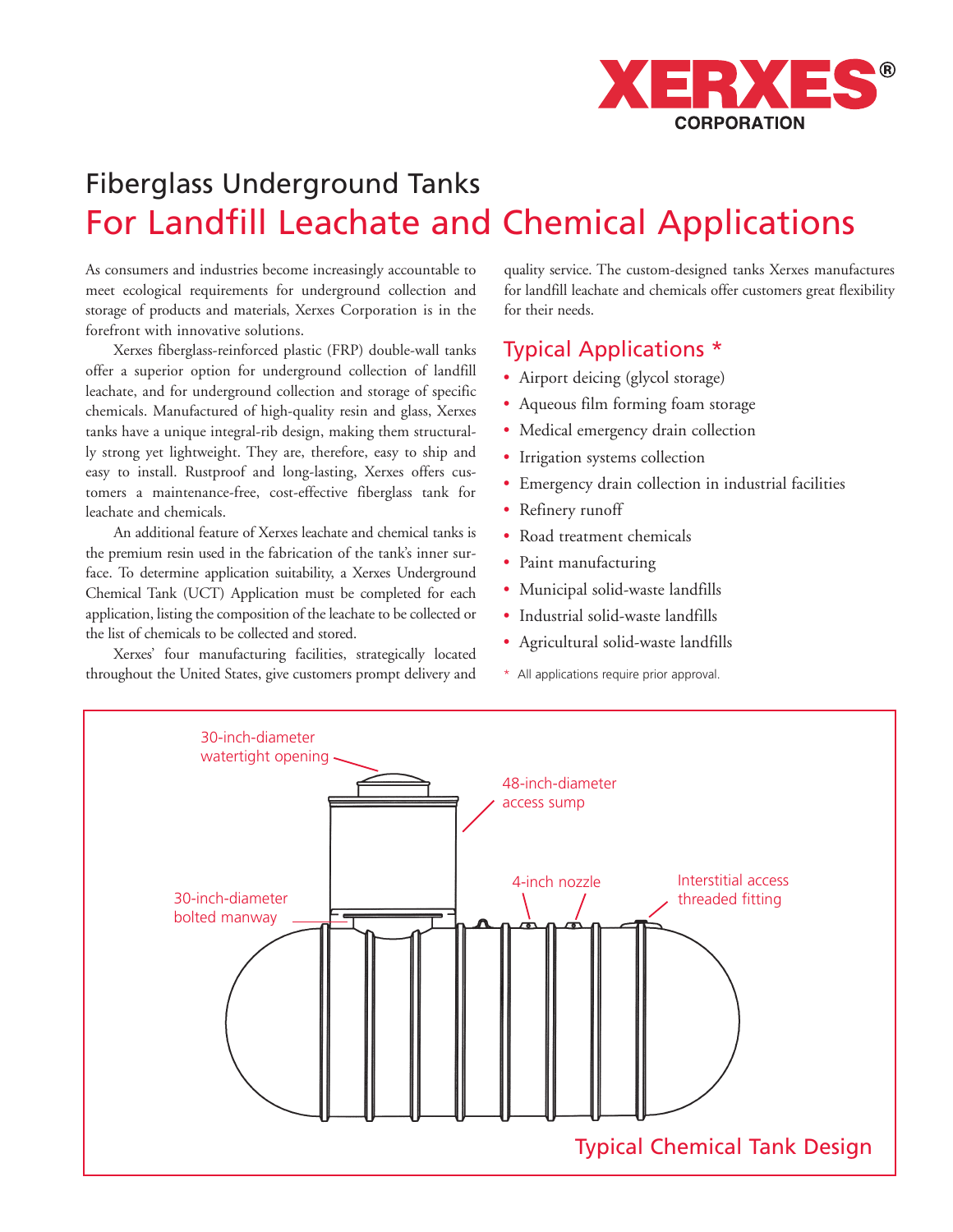XERXES® CORPORATION

# Fiberglass Underground Tanks

## For Landfill Leachate and Chemical Applications

As consumers and industries become increasingly accountable to meet ecological requirements for underground collection and storage of products and materials, Xerxes Corporation is in the forefront with innovative solutions.

Xerxes fiberglass-reinforced plastic (FRP) double-wall tanks offer a superior option for underground collection of landfill leachate, and for underground collection and storage of specific chemicals. Manufactured of high-quality resin and glass, Xerxes tanks have a unique integral-rib design, making them structurally strong yet lightweight. They are, therefore, easy to ship and easy to install. Rustproof and long-lasting, Xerxes offers customers a maintenance-free, cost-effective fiberglass tank for leachate and chemicals.

An additional feature of Xerxes leachate and chemical tanks is the premium resin used in the fabrication of the tank's inner surface. To determine application suitability, a Xerxes Underground Chemical Tank (UCT) Application must be completed for each application, listing the composition of the leachate to be collected or the list of chemicals to be collected and stored.

Xerxes' four manufacturing facilities, strategically located throughout the United States, give customers prompt delivery and quality service. The custom-designed tanks Xerxes manufactures for landfill leachate and chemicals offer customers great flexibility for their needs.

### Typical Applications *

- Airport deicing (glycol storage)
- Aqueous film forming foam storage
- Medical emergency drain collection
- Irrigation systems collection
- Emergency drain collection in industrial facilities
- Refinery runoff
- Road treatment chemicals
- Paint manufacturing
- Municipal solid-waste landfills
- Industrial solid-waste landfills
- Agricultural solid-waste landfills

* All applications require prior approval.

30-inch-diameter watertight opening

48-inch-diameter access sump

4-inch nozzle

Interstitial access threaded fitting

30-inch-diameter bolted manway

Typical Chemical Tank Design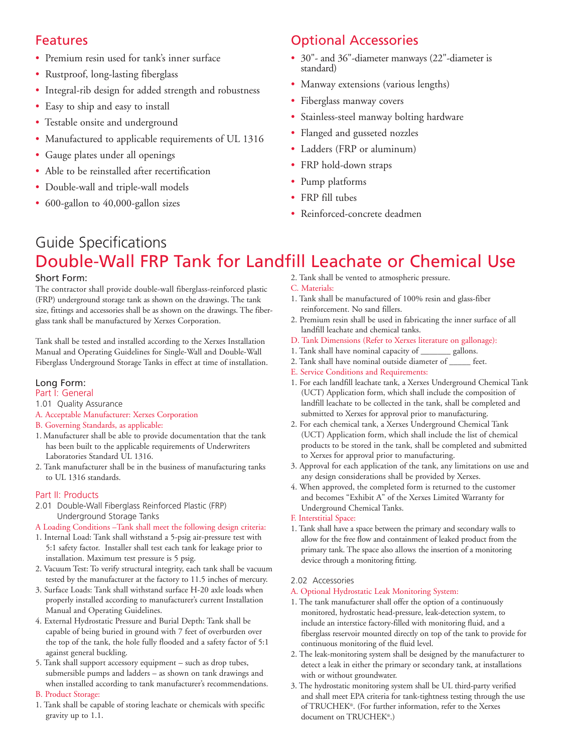## Features

- Premium resin used for tank's inner surface
- Rustproof, long-lasting fiberglass
- Integral-rib design for added strength and robustness
- Easy to ship and easy to install
- Testable onsite and underground
- Manufactured to applicable requirements of UL 1316
- Gauge plates under all openings
- Able to be reinstalled after recertification
- Double-wall and triple-wall models
- 600-gallon to 40,000-gallon sizes

## Optional Accessories

- 30"- and 36"-diameter manways (22"-diameter is standard)
- Manway extensions (various lengths)
- Fiberglass manway covers
- Stainless-steel manway bolting hardware
- Flanged and gusseted nozzles
- Ladders (FRP or aluminum)
- FRP hold-down straps
- Pump platforms
- FRP fill tubes
- Reinforced-concrete deadmen

# Guide Specifications

# Double-Wall FRP Tank for Landfill Leachate or Chemical Use

### Short Form:

The contractor shall provide double-wall fiberglass-reinforced plastic (FRP) underground storage tank as shown on the drawings. The tank size, fittings and accessories shall be as shown on the drawings. The fiberglass tank shall be manufactured by Xerxes Corporation.

Tank shall be tested and installed according to the Xerxes Installation Manual and Operating Guidelines for Single-Wall and Double-Wall Fiberglass Underground Storage Tanks in effect at time of installation.

### Long Form:

#### Part I: General

1.01 Quality Assurance

A. Acceptable Manufacturer: Xerxes Corporation

B. Governing Standards, as applicable:

1. Manufacturer shall be able to provide documentation that the tank has been built to the applicable requirements of Underwriters Laboratories Standard UL 1316.
2. Tank manufacturer shall be in the business of manufacturing tanks to UL 1316 standards.

#### Part II: Products

2.01 Double-Wall Fiberglass Reinforced Plastic (FRP) Underground Storage Tanks

A Loading Conditions –Tank shall meet the following design criteria:

1. Internal Load: Tank shall withstand a 5-psig air-pressure test with 5:1 safety factor. Installer shall test each tank for leakage prior to installation. Maximum test pressure is 5 psig.
2. Vacuum Test: To verify structural integrity, each tank shall be vacuum tested by the manufacturer at the factory to 11.5 inches of mercury.
3. Surface Loads: Tank shall withstand surface H-20 axle loads when properly installed according to manufacturer's current Installation Manual and Operating Guidelines.
4. External Hydrostatic Pressure and Burial Depth: Tank shall be capable of being buried in ground with 7 feet of overburden over the top of the tank, the hole fully flooded and a safety factor of 5:1 against general buckling.
5. Tank shall support accessory equipment – such as drop tubes, submersible pumps and ladders – as shown on tank drawings and when installed according to tank manufacturer's recommendations.

B. Product Storage:

1. Tank shall be capable of storing leachate or chemicals with specific gravity up to 1.1.
2. Tank shall be vented to atmospheric pressure.

C. Materials:

1. Tank shall be manufactured of 100% resin and glass-fiber reinforcement. No sand fillers.
2. Premium resin shall be used in fabricating the inner surface of all landfill leachate and chemical tanks.

D. Tank Dimensions (Refer to Xerxes literature on gallonage):

1. Tank shall have nominal capacity of _______ gallons.
2. Tank shall have nominal outside diameter of _____ feet.

E. Service Conditions and Requirements:

1. For each landfill leachate tank, a Xerxes Underground Chemical Tank (UCT) Application form, which shall include the composition of landfill leachate to be collected in the tank, shall be completed and submitted to Xerxes for approval prior to manufacturing.
2. For each chemical tank, a Xerxes Underground Chemical Tank (UCT) Application form, which shall include the list of chemical products to be stored in the tank, shall be completed and submitted to Xerxes for approval prior to manufacturing.
3. Approval for each application of the tank, any limitations on use and any design considerations shall be provided by Xerxes.
4. When approved, the completed form is returned to the customer and becomes "Exhibit A" of the Xerxes Limited Warranty for Underground Chemical Tanks.

F. Interstitial Space:

1. Tank shall have a space between the primary and secondary walls to allow for the free flow and containment of leaked product from the primary tank. The space also allows the insertion of a monitoring device through a monitoring fitting.

2.02 Accessories

A. Optional Hydrostatic Leak Monitoring System:

1. The tank manufacturer shall offer the option of a continuously monitored, hydrostatic head-pressure, leak-detection system, to include an interstice factory-filled with monitoring fluid, and a fiberglass reservoir mounted directly on top of the tank to provide for continuous monitoring of the fluid level.
2. The leak-monitoring system shall be designed by the manufacturer to detect a leak in either the primary or secondary tank, at installations with or without groundwater.
3. The hydrostatic monitoring system shall be UL third-party verified and shall meet EPA criteria for tank-tightness testing through the use of TRUCHEK®. (For further information, refer to the Xerxes document on TRUCHEK®.)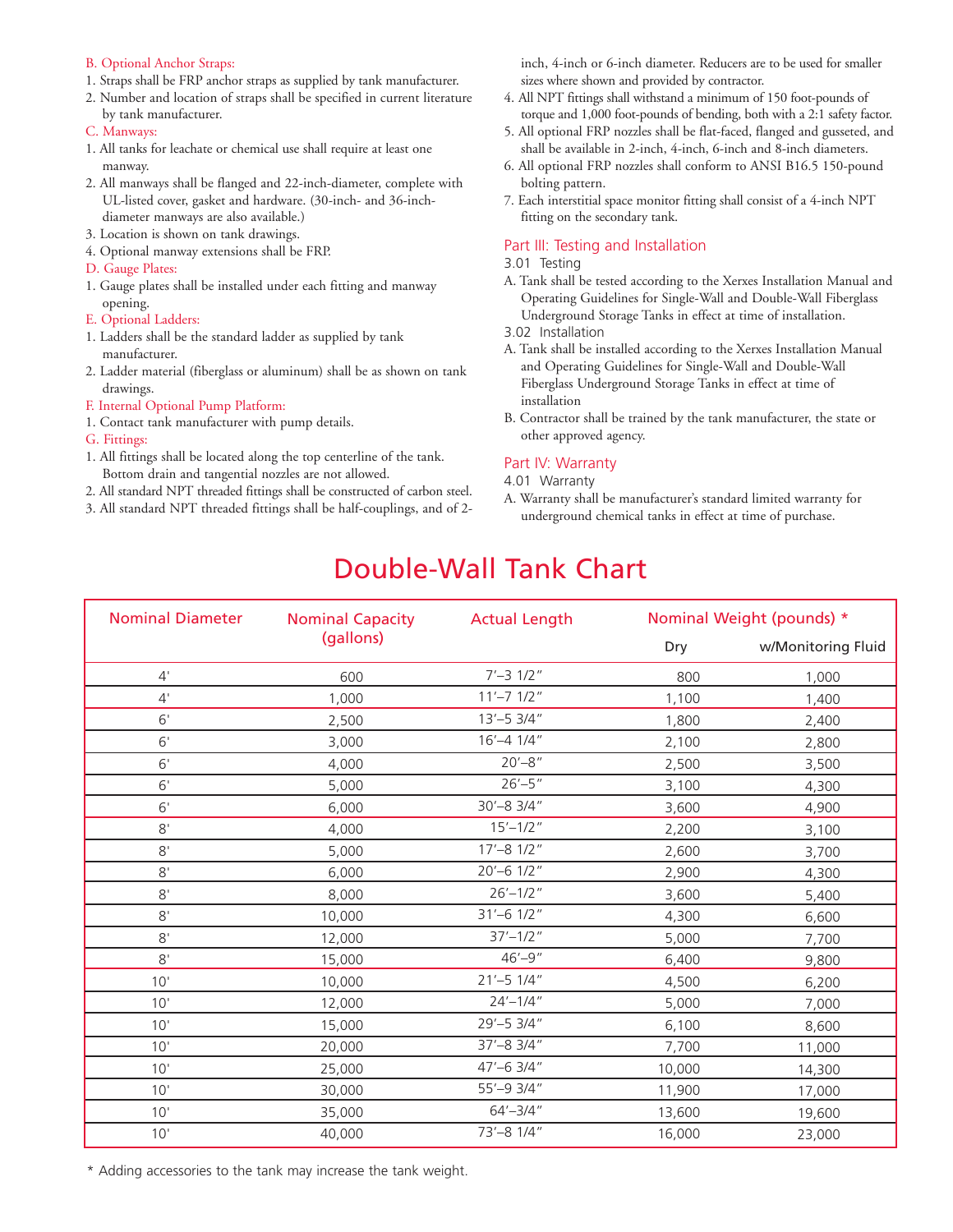B. Optional Anchor Straps:

1. Straps shall be FRP anchor straps as supplied by tank manufacturer.
2. Number and location of straps shall be specified in current literature by tank manufacturer.

C. Manways:

1. All tanks for leachate or chemical use shall require at least one manway.
2. All manways shall be flanged and 22-inch-diameter, complete with UL-listed cover, gasket and hardware. (30-inch- and 36-inch-diameter manways are also available.)
3. Location is shown on tank drawings.
4. Optional manway extensions shall be FRP.

D. Gauge Plates:

1. Gauge plates shall be installed under each fitting and manway opening.

E. Optional Ladders:

1. Ladders shall be the standard ladder as supplied by tank manufacturer.
2. Ladder material (fiberglass or aluminum) shall be as shown on tank drawings.

F. Internal Optional Pump Platform:

1. Contact tank manufacturer with pump details.

G. Fittings:

1. All fittings shall be located along the top centerline of the tank. Bottom drain and tangential nozzles are not allowed.
2. All standard NPT threaded fittings shall be constructed of carbon steel.
3. All standard NPT threaded fittings shall be half-couplings, and of 2-inch, 4-inch or 6-inch diameter. Reducers are to be used for smaller sizes where shown and provided by contractor.
4. All NPT fittings shall withstand a minimum of 150 foot-pounds of torque and 1,000 foot-pounds of bending, both with a 2:1 safety factor.
5. All optional FRP nozzles shall be flat-faced, flanged and gusseted, and shall be available in 2-inch, 4-inch, 6-inch and 8-inch diameters.
6. All optional FRP nozzles shall conform to ANSI B16.5 150-pound bolting pattern.
7. Each interstitial space monitor fitting shall consist of a 4-inch NPT fitting on the secondary tank.

## Part III: Testing and Installation

3.01 Testing

A. Tank shall be tested according to the Xerxes Installation Manual and Operating Guidelines for Single-Wall and Double-Wall Fiberglass Underground Storage Tanks in effect at time of installation.

3.02 Installation

A. Tank shall be installed according to the Xerxes Installation Manual and Operating Guidelines for Single-Wall and Double-Wall Fiberglass Underground Storage Tanks in effect at time of installation
B. Contractor shall be trained by the tank manufacturer, the state or other approved agency.

## Part IV: Warranty

4.01 Warranty

A. Warranty shall be manufacturer's standard limited warranty for underground chemical tanks in effect at time of purchase.

# Double-Wall Tank Chart

| Nominal Diameter | Nominal Capacity (gallons) | Actual Length | Nominal Weight (pounds) * | |
|---|---|---|---|---|
| | | | Dry | w/Monitoring Fluid |
| 4' | 600 | 7'–3 1/2" | 800 | 1,000 |
| 4' | 1,000 | 11'–7 1/2" | 1,100 | 1,400 |
| 6' | 2,500 | 13'–5 3/4" | 1,800 | 2,400 |
| 6' | 3,000 | 16'–4 1/4" | 2,100 | 2,800 |
| 6' | 4,000 | 20'–8" | 2,500 | 3,500 |
| 6' | 5,000 | 26'–5" | 3,100 | 4,300 |
| 6' | 6,000 | 30'–8 3/4" | 3,600 | 4,900 |
| 8' | 4,000 | 15'–1/2" | 2,200 | 3,100 |
| 8' | 5,000 | 17'–8 1/2" | 2,600 | 3,700 |
| 8' | 6,000 | 20'–6 1/2" | 2,900 | 4,300 |
| 8' | 8,000 | 26'–1/2" | 3,600 | 5,400 |
| 8' | 10,000 | 31'–6 1/2" | 4,300 | 6,600 |
| 8' | 12,000 | 37'–1/2" | 5,000 | 7,700 |
| 8' | 15,000 | 46'–9" | 6,400 | 9,800 |
| 10' | 10,000 | 21'–5 1/4" | 4,500 | 6,200 |
| 10' | 12,000 | 24'–1/4" | 5,000 | 7,000 |
| 10' | 15,000 | 29'–5 3/4" | 6,100 | 8,600 |
| 10' | 20,000 | 37'–8 3/4" | 7,700 | 11,000 |
| 10' | 25,000 | 47'–6 3/4" | 10,000 | 14,300 |
| 10' | 30,000 | 55'–9 3/4" | 11,900 | 17,000 |
| 10' | 35,000 | 64'–3/4" | 13,600 | 19,600 |
| 10' | 40,000 | 73'–8 1/4" | 16,000 | 23,000 |

* Adding accessories to the tank may increase the tank weight.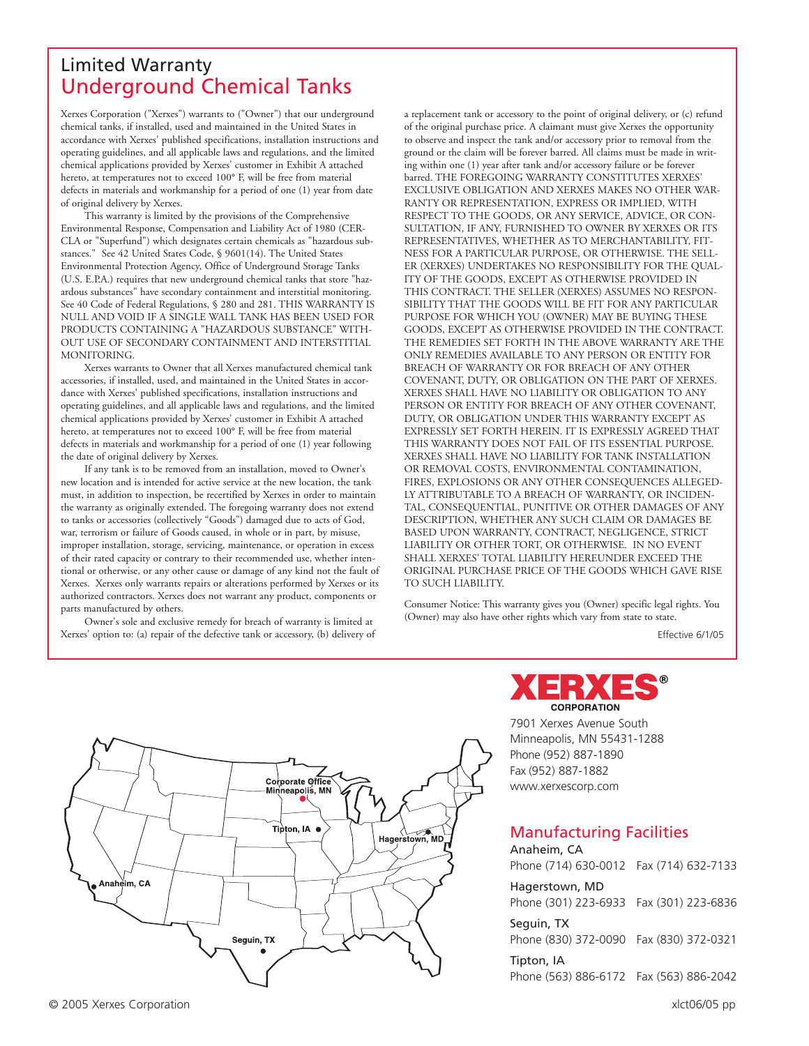# Limited Warranty
## Underground Chemical Tanks

Xerxes Corporation ("Xerxes") warrants to ("Owner") that our underground chemical tanks, if installed, used and maintained in the United States in accordance with Xerxes' published specifications, installation instructions and operating guidelines, and all applicable laws and regulations, and the limited chemical applications provided by Xerxes' customer in Exhibit A attached hereto, at temperatures not to exceed 100° F, will be free from material defects in materials and workmanship for a period of one (1) year from date of original delivery by Xerxes.

This warranty is limited by the provisions of the Comprehensive Environmental Response, Compensation and Liability Act of 1980 (CERCLA or "Superfund") which designates certain chemicals as "hazardous substances." See 42 United States Code, § 9601(14). The United States Environmental Protection Agency, Office of Underground Storage Tanks (U.S. E.P.A.) requires that new underground chemical tanks that store "hazardous substances" have secondary containment and interstitial monitoring. See 40 Code of Federal Regulations, § 280 and 281. THIS WARRANTY IS NULL AND VOID IF A SINGLE WALL TANK HAS BEEN USED FOR PRODUCTS CONTAINING A "HAZARDOUS SUBSTANCE" WITHOUT USE OF SECONDARY CONTAINMENT AND INTERSTITIAL MONITORING.

Xerxes warrants to Owner that all Xerxes manufactured chemical tank accessories, if installed, used, and maintained in the United States in accordance with Xerxes' published specifications, installation instructions and operating guidelines, and all applicable laws and regulations, and the limited chemical applications provided by Xerxes' customer in Exhibit A attached hereto, at temperatures not to exceed 100° F, will be free from material defects in materials and workmanship for a period of one (1) year following the date of original delivery by Xerxes.

If any tank is to be removed from an installation, moved to Owner's new location and is intended for active service at the new location, the tank must, in addition to inspection, be recertified by Xerxes in order to maintain the warranty as originally extended. The foregoing warranty does not extend to tanks or accessories (collectively "Goods") damaged due to acts of God, war, terrorism or failure of Goods caused, in whole or in part, by misuse, improper installation, storage, servicing, maintenance, or operation in excess of their rated capacity or contrary to their recommended use, whether intentional or otherwise, or any other cause or damage of any kind not the fault of Xerxes. Xerxes only warrants repairs or alterations performed by Xerxes or its authorized contractors. Xerxes does not warrant any product, components or parts manufactured by others.

Owner's sole and exclusive remedy for breach of warranty is limited at Xerxes' option to: (a) repair of the defective tank or accessory, (b) delivery of a replacement tank or accessory to the point of original delivery, or (c) refund of the original purchase price. A claimant must give Xerxes the opportunity to observe and inspect the tank and/or accessory prior to removal from the ground or the claim will be forever barred. All claims must be made in writing within one (1) year after tank and/or accessory failure or be forever barred. THE FOREGOING WARRANTY CONSTITUTES XERXES' EXCLUSIVE OBLIGATION AND XERXES MAKES NO OTHER WARRANTY OR REPRESENTATION, EXPRESS OR IMPLIED, WITH RESPECT TO THE GOODS, OR ANY SERVICE, ADVICE, OR CONSULTATION, IF ANY, FURNISHED TO OWNER BY XERXES OR ITS REPRESENTATIVES, WHETHER AS TO MERCHANTABILITY, FITNESS FOR A PARTICULAR PURPOSE, OR OTHERWISE. THE SELLER (XERXES) UNDERTAKES NO RESPONSIBILITY FOR THE QUALITY OF THE GOODS, EXCEPT AS OTHERWISE PROVIDED IN THIS CONTRACT. THE SELLER (XERXES) ASSUMES NO RESPONSIBILITY THAT THE GOODS WILL BE FIT FOR ANY PARTICULAR PURPOSE FOR WHICH YOU (OWNER) MAY BE BUYING THESE GOODS, EXCEPT AS OTHERWISE PROVIDED IN THE CONTRACT. THE REMEDIES SET FORTH IN THE ABOVE WARRANTY ARE THE ONLY REMEDIES AVAILABLE TO ANY PERSON OR ENTITY FOR BREACH OF WARRANTY OR FOR BREACH OF ANY OTHER COVENANT, DUTY, OR OBLIGATION ON THE PART OF XERXES. XERXES SHALL HAVE NO LIABILITY OR OBLIGATION TO ANY PERSON OR ENTITY FOR BREACH OF ANY OTHER COVENANT, DUTY, OR OBLIGATION UNDER THIS WARRANTY EXCEPT AS EXPRESSLY SET FORTH HEREIN. IT IS EXPRESSLY AGREED THAT THIS WARRANTY DOES NOT FAIL OF ITS ESSENTIAL PURPOSE. XERXES SHALL HAVE NO LIABILITY FOR TANK INSTALLATION OR REMOVAL COSTS, ENVIRONMENTAL CONTAMINATION, FIRES, EXPLOSIONS OR ANY OTHER CONSEQUENCES ALLEGEDLY ATTRIBUTABLE TO A BREACH OF WARRANTY, OR INCIDENTAL, CONSEQUENTIAL, PUNITIVE OR OTHER DAMAGES OF ANY DESCRIPTION, WHETHER ANY SUCH CLAIM OR DAMAGES BE BASED UPON WARRANTY, CONTRACT, NEGLIGENCE, STRICT LIABILITY OR OTHER TORT, OR OTHERWISE. IN NO EVENT SHALL XERXES' TOTAL LIABILITY HEREUNDER EXCEED THE ORIGINAL PURCHASE PRICE OF THE GOODS WHICH GAVE RISE TO SUCH LIABILITY.

Consumer Notice: This warranty gives you (Owner) specific legal rights. You (Owner) may also have other rights which vary from state to state.

Effective 6/1/05

Corporate Office Minneapolis, MN

Tipton, IA

Hagerstown, MD

Anaheim, CA

Seguin, TX

**XERXES® CORPORATION**

7901 Xerxes Avenue South
Minneapolis, MN 55431-1288
Phone (952) 887-1890
Fax (952) 887-1882
www.xerxescorp.com

## Manufacturing Facilities

Anaheim, CA
Phone (714) 630-0012 Fax (714) 632-7133

Hagerstown, MD
Phone (301) 223-6933 Fax (301) 223-6836

Seguin, TX
Phone (830) 372-0090 Fax (830) 372-0321

Tipton, IA
Phone (563) 886-6172 Fax (563) 886-2042

© 2005 Xerxes Corporation

xlct06/05 pp